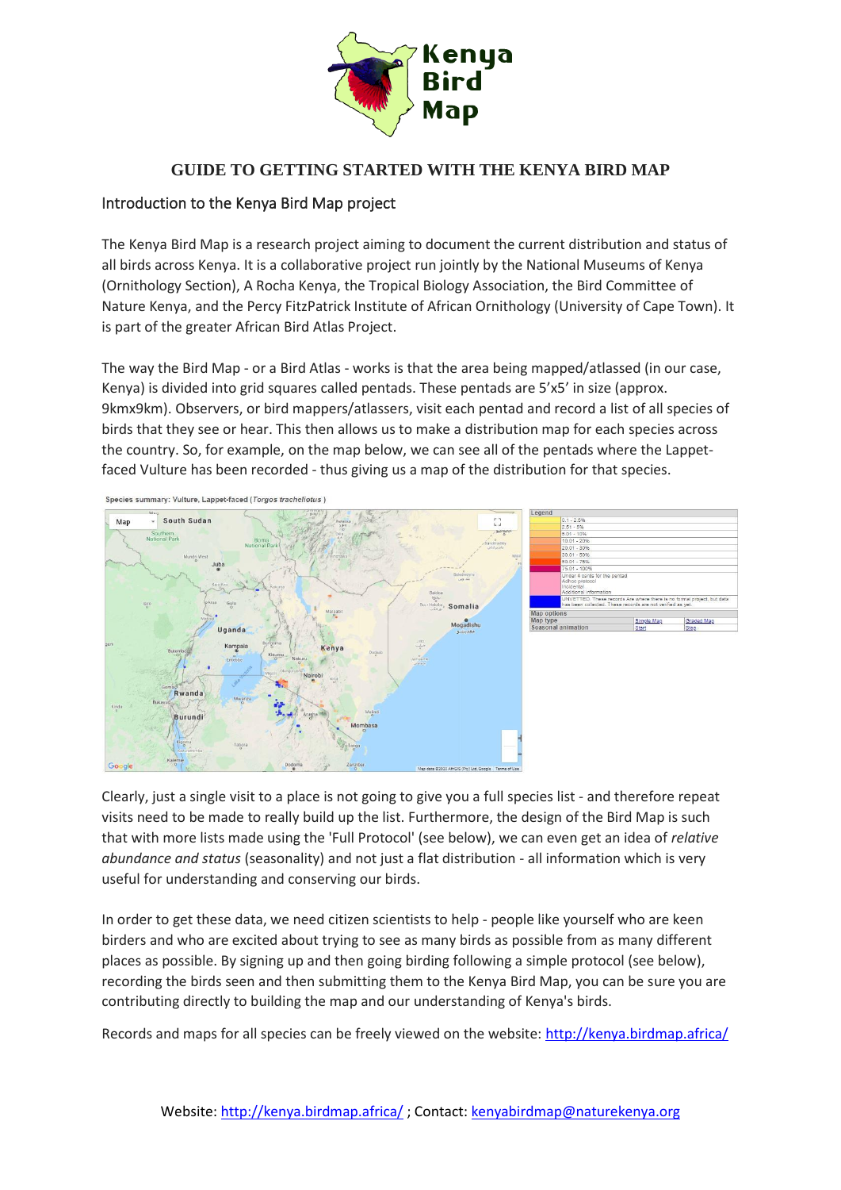# GUIDE TO GETTING STARTED WITH THE KENYA BIRD MAP

## Introduction to the Kenya Bird Map project

The Kenya Bird Map is a research project aiming to document the current distribution and status of all birds across Kenya. It is a collaborative project run jointly by the National Museums of Kenya (Ornithology Section), A Rocha Kenya, the Tropical Biology Association, the Bird Committee of Nature Kenya, and the Percy FitzPatrick Institute of African Ornithology (University of Cape Town). It is part of the greater African Bird Atlas Project.

The way the Bird Map - or a Bird Atlas - works is that the area being mapped/atlassed (in our case, Kenya) is divided into grid squares called pentads. These pentads are 5'x5' in size (approx. 9kmx9km). Observers, or bird mappers/atlassers, visit each pentad and record a list of all species of birds that they see or hear. This then allows us to make a distribution map for each species across the country. So, for example, on the map below, we can see all of the pentads where the Lappet-faced Vulture has been recorded - thus giving us a map of the distribution for that species.

Species summary: Vulture, Lappet-faced (*Torgos tracheliotus*)

Clearly, just a single visit to a place is not going to give you a full species list - and therefore repeat visits need to be made to really build up the list. Furthermore, the design of the Bird Map is such that with more lists made using the 'Full Protocol' (see below), we can even get an idea of *relative abundance and status* (seasonality) and not just a flat distribution - all information which is very useful for understanding and conserving our birds.

In order to get these data, we need citizen scientists to help - people like yourself who are keen birders and who are excited about trying to see as many birds as possible from as many different places as possible. By signing up and then going birding following a simple protocol (see below), recording the birds seen and then submitting them to the Kenya Bird Map, you can be sure you are contributing directly to building the map and our understanding of Kenya's birds.

Records and maps for all species can be freely viewed on the website: http://kenya.birdmap.africa/

Website: http://kenya.birdmap.africa/ ; Contact: kenyabirdmap@naturekenya.org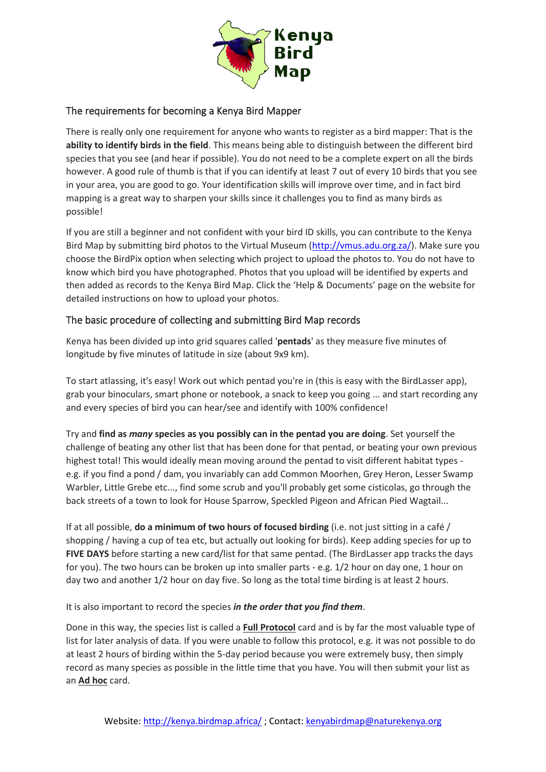## The requirements for becoming a Kenya Bird Mapper

There is really only one requirement for anyone who wants to register as a bird mapper: That is the **ability to identify birds in the field**. This means being able to distinguish between the different bird species that you see (and hear if possible). You do not need to be a complete expert on all the birds however. A good rule of thumb is that if you can identify at least 7 out of every 10 birds that you see in your area, you are good to go. Your identification skills will improve over time, and in fact bird mapping is a great way to sharpen your skills since it challenges you to find as many birds as possible!

If you are still a beginner and not confident with your bird ID skills, you can contribute to the Kenya Bird Map by submitting bird photos to the Virtual Museum (http://vmus.adu.org.za/). Make sure you choose the BirdPix option when selecting which project to upload the photos to. You do not have to know which bird you have photographed. Photos that you upload will be identified by experts and then added as records to the Kenya Bird Map. Click the 'Help & Documents' page on the website for detailed instructions on how to upload your photos.

## The basic procedure of collecting and submitting Bird Map records

Kenya has been divided up into grid squares called '**pentads**' as they measure five minutes of longitude by five minutes of latitude in size (about 9x9 km).

To start atlassing, it's easy! Work out which pentad you're in (this is easy with the BirdLasser app), grab your binoculars, smart phone or notebook, a snack to keep you going ... and start recording any and every species of bird you can hear/see and identify with 100% confidence!

Try and **find as *many* species as you possibly can in the pentad you are doing**. Set yourself the challenge of beating any other list that has been done for that pentad, or beating your own previous highest total! This would ideally mean moving around the pentad to visit different habitat types - e.g. if you find a pond / dam, you invariably can add Common Moorhen, Grey Heron, Lesser Swamp Warbler, Little Grebe etc..., find some scrub and you'll probably get some cisticolas, go through the back streets of a town to look for House Sparrow, Speckled Pigeon and African Pied Wagtail...

If at all possible, **do a minimum of two hours of focused birding** (i.e. not just sitting in a café / shopping / having a cup of tea etc, but actually out looking for birds). Keep adding species for up to **FIVE DAYS** before starting a new card/list for that same pentad. (The BirdLasser app tracks the days for you). The two hours can be broken up into smaller parts - e.g. 1/2 hour on day one, 1 hour on day two and another 1/2 hour on day five. So long as the total time birding is at least 2 hours.

It is also important to record the species ***in the order that you find them***.

Done in this way, the species list is called a **Full Protocol** card and is by far the most valuable type of list for later analysis of data. If you were unable to follow this protocol, e.g. it was not possible to do at least 2 hours of birding within the 5-day period because you were extremely busy, then simply record as many species as possible in the little time that you have. You will then submit your list as an **Ad hoc** card.

Website: http://kenya.birdmap.africa/ ; Contact: kenyabirdmap@naturekenya.org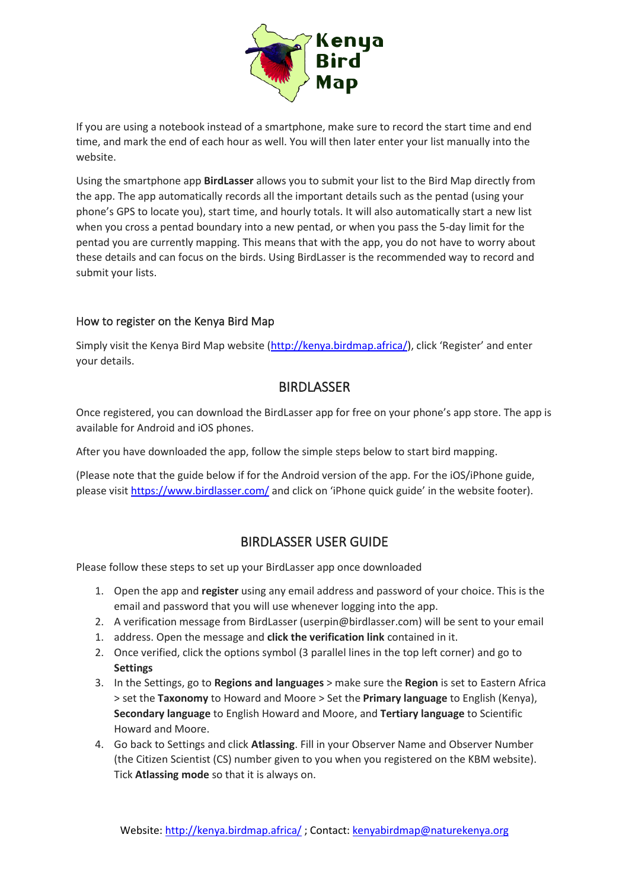If you are using a notebook instead of a smartphone, make sure to record the start time and end time, and mark the end of each hour as well. You will then later enter your list manually into the website.

Using the smartphone app **BirdLasser** allows you to submit your list to the Bird Map directly from the app. The app automatically records all the important details such as the pentad (using your phone's GPS to locate you), start time, and hourly totals. It will also automatically start a new list when you cross a pentad boundary into a new pentad, or when you pass the 5-day limit for the pentad you are currently mapping. This means that with the app, you do not have to worry about these details and can focus on the birds. Using BirdLasser is the recommended way to record and submit your lists.

### How to register on the Kenya Bird Map

Simply visit the Kenya Bird Map website (http://kenya.birdmap.africa/), click 'Register' and enter your details.

## BIRDLASSER

Once registered, you can download the BirdLasser app for free on your phone's app store. The app is available for Android and iOS phones.

After you have downloaded the app, follow the simple steps below to start bird mapping.

(Please note that the guide below if for the Android version of the app. For the iOS/iPhone guide, please visit https://www.birdlasser.com/ and click on 'iPhone quick guide' in the website footer).

## BIRDLASSER USER GUIDE

Please follow these steps to set up your BirdLasser app once downloaded

1. Open the app and **register** using any email address and password of your choice. This is the email and password that you will use whenever logging into the app.
2. A verification message from BirdLasser (userpin@birdlasser.com) will be sent to your email
1. address. Open the message and **click the verification link** contained in it.
2. Once verified, click the options symbol (3 parallel lines in the top left corner) and go to **Settings**
3. In the Settings, go to **Regions and languages** > make sure the **Region** is set to Eastern Africa > set the **Taxonomy** to Howard and Moore > Set the **Primary language** to English (Kenya), **Secondary language** to English Howard and Moore, and **Tertiary language** to Scientific Howard and Moore.
4. Go back to Settings and click **Atlassing**. Fill in your Observer Name and Observer Number (the Citizen Scientist (CS) number given to you when you registered on the KBM website). Tick **Atlassing mode** so that it is always on.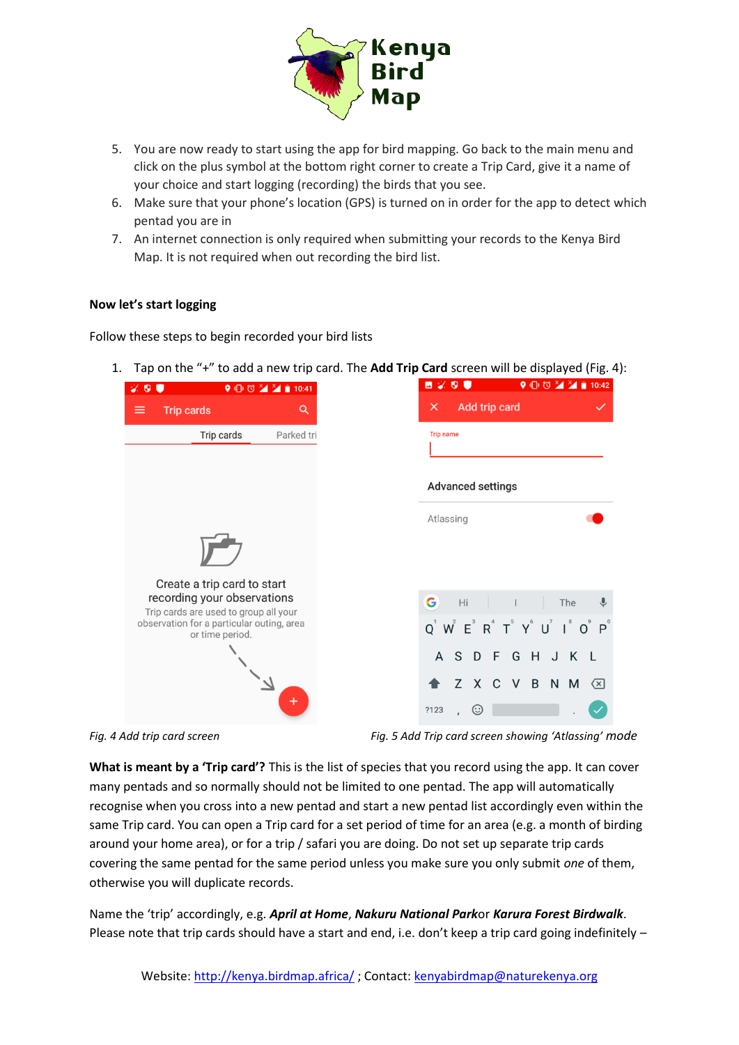5. You are now ready to start using the app for bird mapping. Go back to the main menu and click on the plus symbol at the bottom right corner to create a Trip Card, give it a name of your choice and start logging (recording) the birds that you see.
6. Make sure that your phone's location (GPS) is turned on in order for the app to detect which pentad you are in
7. An internet connection is only required when submitting your records to the Kenya Bird Map. It is not required when out recording the bird list.

**Now let's start logging**

Follow these steps to begin recorded your bird lists

1. Tap on the "+" to add a new trip card. The **Add Trip Card** screen will be displayed (Fig. 4):

*Fig. 4 Add trip card screen*

*Fig. 5 Add Trip card screen showing 'Atlassing' mode*

**What is meant by a 'Trip card'?** This is the list of species that you record using the app. It can cover many pentads and so normally should not be limited to one pentad. The app will automatically recognise when you cross into a new pentad and start a new pentad list accordingly even within the same Trip card. You can open a Trip card for a set period of time for an area (e.g. a month of birding around your home area), or for a trip / safari you are doing. Do not set up separate trip cards covering the same pentad for the same period unless you make sure you only submit *one* of them, otherwise you will duplicate records.

Name the 'trip' accordingly, e.g. ***April at Home***, ***Nakuru National Park***or ***Karura Forest Birdwalk***. Please note that trip cards should have a start and end, i.e. don't keep a trip card going indefinitely –

Website: http://kenya.birdmap.africa/ ; Contact: kenyabirdmap@naturekenya.org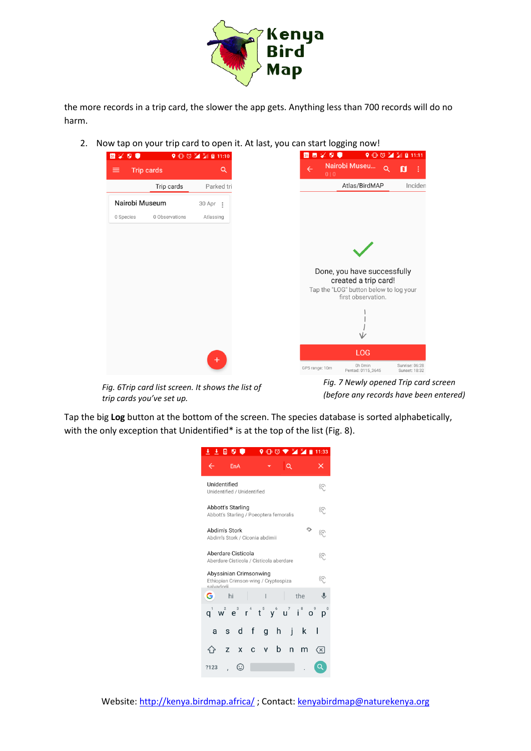the more records in a trip card, the slower the app gets. Anything less than 700 records will do no harm.

2. Now tap on your trip card to open it. At last, you can start logging now!

*Fig. 6Trip card list screen. It shows the list of trip cards you've set up.*

*Fig. 7 Newly opened Trip card screen (before any records have been entered)*

Tap the big **Log** button at the bottom of the screen. The species database is sorted alphabetically, with the only exception that Unidentified* is at the top of the list (Fig. 8).

Website: http://kenya.birdmap.africa/ ; Contact: kenyabirdmap@naturekenya.org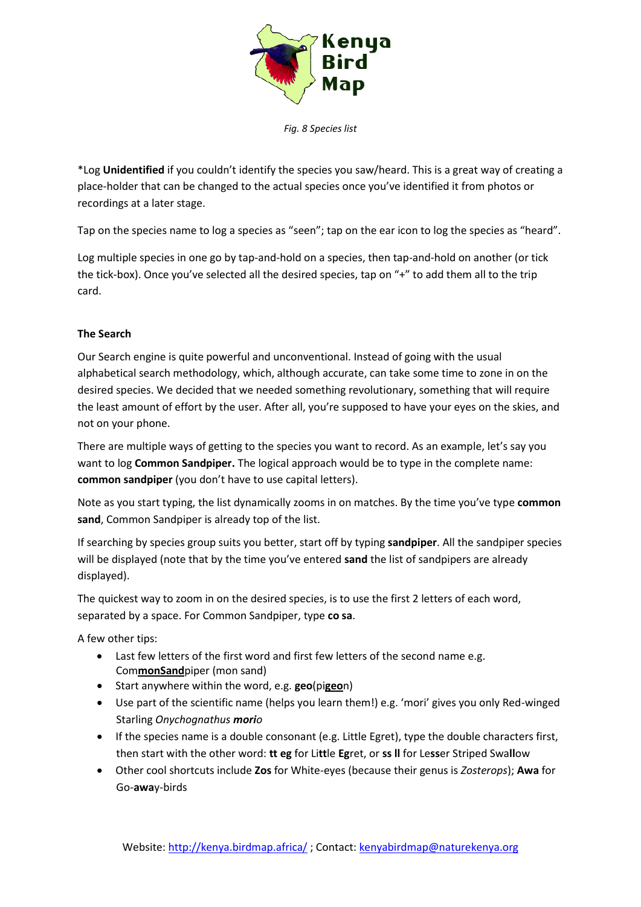*Fig. 8 Species list*

*Log **Unidentified** if you couldn't identify the species you saw/heard. This is a great way of creating a place-holder that can be changed to the actual species once you've identified it from photos or recordings at a later stage.

Tap on the species name to log a species as "seen"; tap on the ear icon to log the species as "heard".

Log multiple species in one go by tap-and-hold on a species, then tap-and-hold on another (or tick the tick-box). Once you've selected all the desired species, tap on "+" to add them all to the trip card.

**The Search**

Our Search engine is quite powerful and unconventional. Instead of going with the usual alphabetical search methodology, which, although accurate, can take some time to zone in on the desired species. We decided that we needed something revolutionary, something that will require the least amount of effort by the user. After all, you're supposed to have your eyes on the skies, and not on your phone.

There are multiple ways of getting to the species you want to record. As an example, let's say you want to log **Common Sandpiper.** The logical approach would be to type in the complete name: **common sandpiper** (you don't have to use capital letters).

Note as you start typing, the list dynamically zooms in on matches. By the time you've type **common sand**, Common Sandpiper is already top of the list.

If searching by species group suits you better, start off by typing **sandpiper**. All the sandpiper species will be displayed (note that by the time you've entered **sand** the list of sandpipers are already displayed).

The quickest way to zoom in on the desired species, is to use the first 2 letters of each word, separated by a space. For Common Sandpiper, type **co sa**.

A few other tips:

- Last few letters of the first word and first few letters of the second name e.g. Com**monSand**piper (mon sand)
- Start anywhere within the word, e.g. **geo**(pi**geo**n)
- Use part of the scientific name (helps you learn them!) e.g. 'mori' gives you only Red-winged Starling *Onychognathus **morio***
- If the species name is a double consonant (e.g. Little Egret), type the double characters first, then start with the other word: **tt eg** for Li**tt**le **Eg**ret, or **ss ll** for Le**ss**er Striped Swa**ll**ow
- Other cool shortcuts include **Zos** for White-eyes (because their genus is *Zosterops*); **Awa** for Go-**awa**y-birds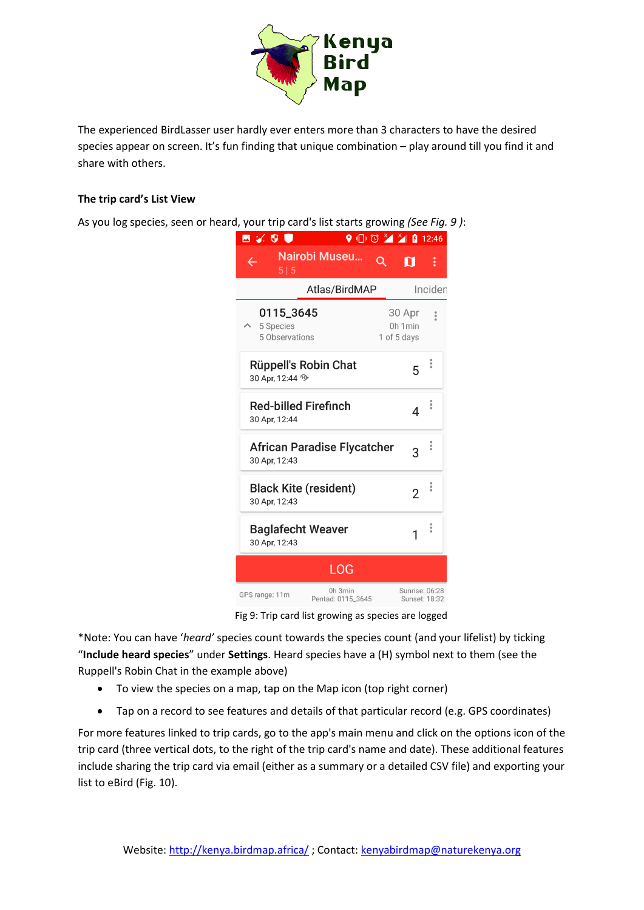The experienced BirdLasser user hardly ever enters more than 3 characters to have the desired species appear on screen. It's fun finding that unique combination – play around till you find it and share with others.

**The trip card's List View**

As you log species, seen or heard, your trip card's list starts growing *(See Fig. 9 )*:

Fig 9: Trip card list growing as species are logged

*Note: You can have '*heard*' species count towards the species count (and your lifelist) by ticking "**Include heard species**" under **Settings**. Heard species have a (H) symbol next to them (see the Ruppell's Robin Chat in the example above)

- To view the species on a map, tap on the Map icon (top right corner)
- Tap on a record to see features and details of that particular record (e.g. GPS coordinates)

For more features linked to trip cards, go to the app's main menu and click on the options icon of the trip card (three vertical dots, to the right of the trip card's name and date). These additional features include sharing the trip card via email (either as a summary or a detailed CSV file) and exporting your list to eBird (Fig. 10).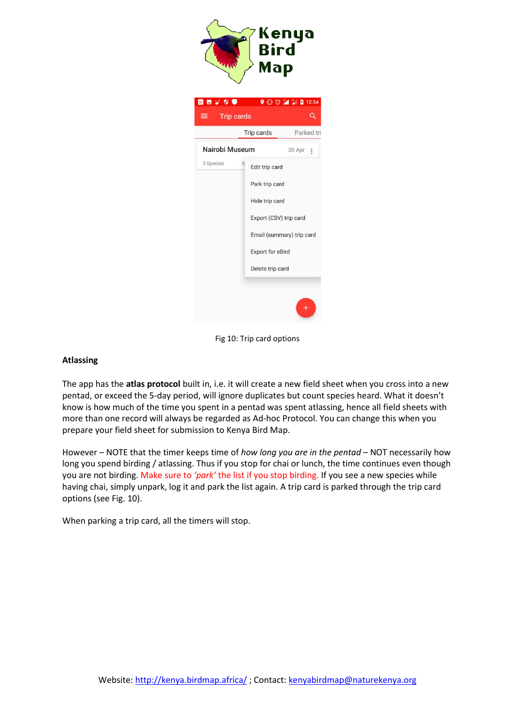Fig 10: Trip card options

**Atlassing**

The app has the **atlas protocol** built in, i.e. it will create a new field sheet when you cross into a new pentad, or exceed the 5-day period, will ignore duplicates but count species heard. What it doesn't know is how much of the time you spent in a pentad was spent atlassing, hence all field sheets with more than one record will always be regarded as Ad-hoc Protocol. You can change this when you prepare your field sheet for submission to Kenya Bird Map.

However – NOTE that the timer keeps time of *how long you are in the pentad* – NOT necessarily how long you spend birding / atlassing. Thus if you stop for chai or lunch, the time continues even though you are not birding. Make sure to *'park'* the list if you stop birding. If you see a new species while having chai, simply unpark, log it and park the list again. A trip card is parked through the trip card options (see Fig. 10).

When parking a trip card, all the timers will stop.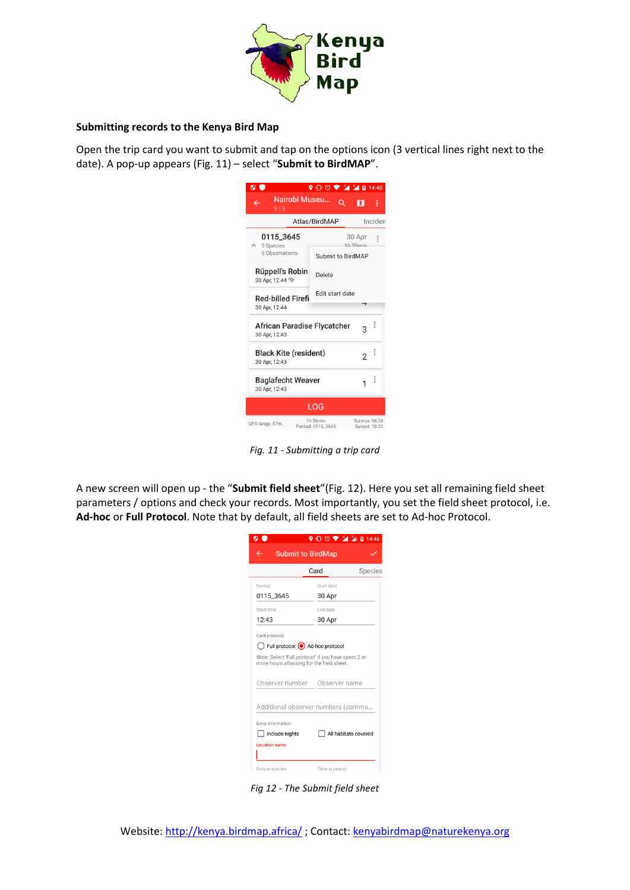**Submitting records to the Kenya Bird Map**

Open the trip card you want to submit and tap on the options icon (3 vertical lines right next to the date). A pop-up appears (Fig. 11) – select "**Submit to BirdMAP**".

*Fig. 11 - Submitting a trip card*

A new screen will open up - the "**Submit field sheet**"(Fig. 12). Here you set all remaining field sheet parameters / options and check your records. Most importantly, you set the field sheet protocol, i.e. **Ad-hoc** or **Full Protocol**. Note that by default, all field sheets are set to Ad-hoc Protocol.

*Fig 12 - The Submit field sheet*

Website: http://kenya.birdmap.africa/ ; Contact: kenyabirdmap@naturekenya.org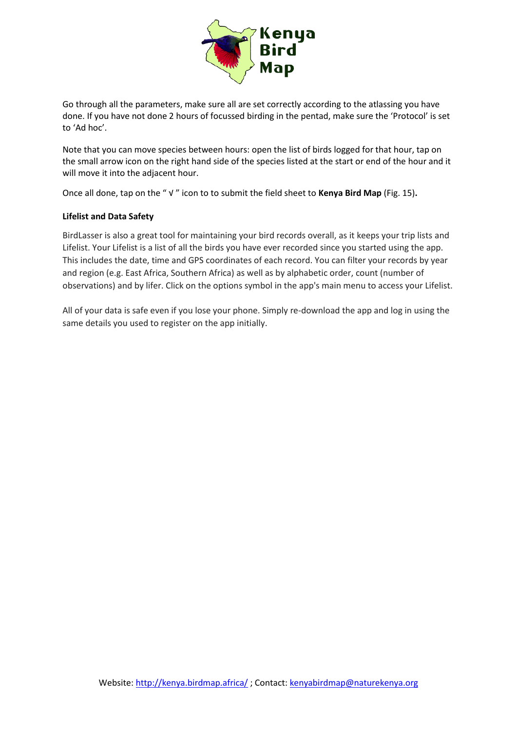Go through all the parameters, make sure all are set correctly according to the atlassing you have done. If you have not done 2 hours of focussed birding in the pentad, make sure the 'Protocol' is set to 'Ad hoc'.

Note that you can move species between hours: open the list of birds logged for that hour, tap on the small arrow icon on the right hand side of the species listed at the start or end of the hour and it will move it into the adjacent hour.

Once all done, tap on the " √ " icon to to submit the field sheet to **Kenya Bird Map** (Fig. 15)**.**

**Lifelist and Data Safety**

BirdLasser is also a great tool for maintaining your bird records overall, as it keeps your trip lists and Lifelist. Your Lifelist is a list of all the birds you have ever recorded since you started using the app. This includes the date, time and GPS coordinates of each record. You can filter your records by year and region (e.g. East Africa, Southern Africa) as well as by alphabetic order, count (number of observations) and by lifer. Click on the options symbol in the app's main menu to access your Lifelist.

All of your data is safe even if you lose your phone. Simply re-download the app and log in using the same details you used to register on the app initially.